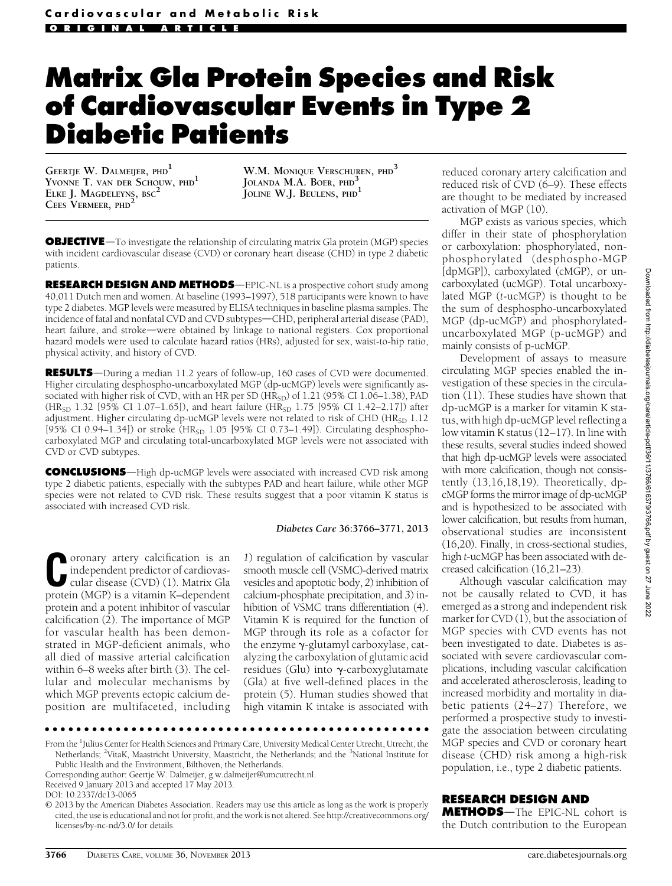Cardiovascular and Metabolic Risk

ORIGINAL ARTICLE

# Matrix Gla Protein Species and Risk of Cardiovascular Events in Type 2 Diabetic Patients

GEERTJE W. DALMEIJER, PHD[1]
YVONNE T. VAN DER SCHOUW, PHD[1]
ELKE J. MAGDELEYNS, BSC[2]
CEES VERMEER, PHD[2]
W.M. MONIQUE VERSCHUREN, PHD[3]
JOLANDA M.A. BOER, PHD[3]
JOLINE W.J. BEULENS, PHD[1]

**OBJECTIVE**—To investigate the relationship of circulating matrix Gla protein (MGP) species with incident cardiovascular disease (CVD) or coronary heart disease (CHD) in type 2 diabetic patients.

**RESEARCH DESIGN AND METHODS**—EPIC-NL is a prospective cohort study among 40,011 Dutch men and women. At baseline (1993–1997), 518 participants were known to have type 2 diabetes. MGP levels were measured by ELISA techniques in baseline plasma samples. The incidence of fatal and nonfatal CVD and CVD subtypes—CHD, peripheral arterial disease (PAD), heart failure, and stroke—were obtained by linkage to national registers. Cox proportional hazard models were used to calculate hazard ratios (HRs), adjusted for sex, waist-to-hip ratio, physical activity, and history of CVD.

**RESULTS**—During a median 11.2 years of follow-up, 160 cases of CVD were documented. Higher circulating desphospho-uncarboxylated MGP (dp-ucMGP) levels were significantly associated with higher risk of CVD, with an HR per SD ($HR_{SD}$) of 1.21 (95% CI 1.06–1.38), PAD ($HR_{SD}$ 1.32 [95% CI 1.07–1.65]), and heart failure ($HR_{SD}$ 1.75 [95% CI 1.42–2.17]) after adjustment. Higher circulating dp-ucMGP levels were not related to risk of CHD ($HR_{SD}$ 1.12 [95% CI 0.94–1.34]) or stroke ($HR_{SD}$ 1.05 [95% CI 0.73–1.49]). Circulating desphospho-carboxylated MGP and circulating total-uncarboxylated MGP levels were not associated with CVD or CVD subtypes.

**CONCLUSIONS**—High dp-ucMGP levels were associated with increased CVD risk among type 2 diabetic patients, especially with the subtypes PAD and heart failure, while other MGP species were not related to CVD risk. These results suggest that a poor vitamin K status is associated with increased CVD risk.

*Diabetes Care* 36:3766–3771, 2013

Coronary artery calcification is an independent predictor of cardiovascular disease (CVD) (1). Matrix Gla protein (MGP) is a vitamin K–dependent protein and a potent inhibitor of vascular calcification (2). The importance of MGP for vascular health has been demonstrated in MGP-deficient animals, who all died of massive arterial calcification within 6–8 weeks after birth (3). The cellular and molecular mechanisms by which MGP prevents ectopic calcium deposition are multifaceted, including *1*) regulation of calcification by vascular smooth muscle cell (VSMC)-derived matrix vesicles and apoptotic body, *2*) inhibition of calcium-phosphate precipitation, and *3*) inhibition of VSMC trans differentiation (4). Vitamin K is required for the function of MGP through its role as a cofactor for the enzyme γ-glutamyl carboxylase, catalyzing the carboxylation of glutamic acid residues (Glu) into γ-carboxyglutamate (Gla) at five well-defined places in the protein (5). Human studies showed that high vitamin K intake is associated with reduced coronary artery calcification and reduced risk of CVD (6–9). These effects are thought to be mediated by increased activation of MGP (10).

MGP exists as various species, which differ in their state of phosphorylation or carboxylation: phosphorylated, non-phosphorylated (desphospho-MGP [dpMGP]), carboxylated (cMGP), or uncarboxylated (ucMGP). Total uncarboxylated MGP (*t*-ucMGP) is thought to be the sum of desphospho-uncarboxylated MGP (dp-ucMGP) and phosphorylated-uncarboxylated MGP (p-ucMGP) and mainly consists of p-ucMGP.

Development of assays to measure circulating MGP species enabled the investigation of these species in the circulation (11). These studies have shown that dp-ucMGP is a marker for vitamin K status, with high dp-ucMGP level reflecting a low vitamin K status (12–17). In line with these results, several studies indeed showed that high dp-ucMGP levels were associated with more calcification, though not consistently (13,16,18,19). Theoretically, dp-cMGP forms the mirror image of dp-ucMGP and is hypothesized to be associated with lower calcification, but results from human, observational studies are inconsistent (16,20). Finally, in cross-sectional studies, high *t*-ucMGP has been associated with decreased calcification (16,21–23).

Although vascular calcification may not be causally related to CVD, it has emerged as a strong and independent risk marker for CVD (1), but the association of MGP species with CVD events has not been investigated to date. Diabetes is associated with severe cardiovascular complications, including vascular calcification and accelerated atherosclerosis, leading to increased morbidity and mortality in diabetic patients (24–27) Therefore, we performed a prospective study to investigate the association between circulating MGP species and CVD or coronary heart disease (CHD) risk among a high-risk population, i.e., type 2 diabetic patients.

## RESEARCH DESIGN AND METHODS

—The EPIC-NL cohort is the Dutch contribution to the European

From the [1]Julius Center for Health Sciences and Primary Care, University Medical Center Utrecht, Utrecht, the Netherlands; [2]VitaK, Maastricht University, Maastricht, the Netherlands; and the [3]National Institute for Public Health and the Environment, Bilthoven, the Netherlands.

Corresponding author: Geertje W. Dalmeijer, g.w.dalmeijer@umcutrecht.nl.

Received 9 January 2013 and accepted 17 May 2013.

DOI: 10.2337/dc13-0065

© 2013 by the American Diabetes Association. Readers may use this article as long as the work is properly cited, the use is educational and not for profit, and the work is not altered. See http://creativecommons.org/licenses/by-nc-nd/3.0/ for details.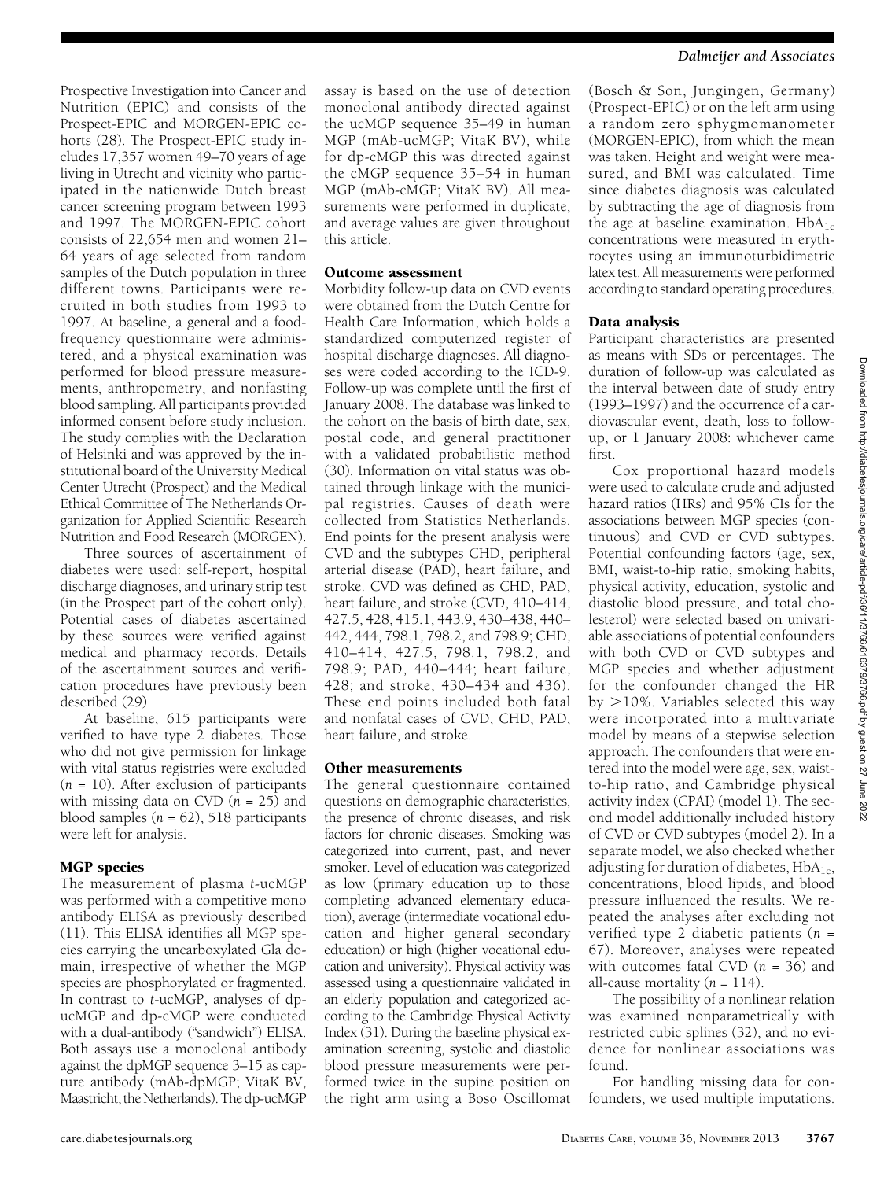Prospective Investigation into Cancer and Nutrition (EPIC) and consists of the Prospect-EPIC and MORGEN-EPIC cohorts (28). The Prospect-EPIC study includes 17,357 women 49–70 years of age living in Utrecht and vicinity who participated in the nationwide Dutch breast cancer screening program between 1993 and 1997. The MORGEN-EPIC cohort consists of 22,654 men and women 21–64 years of age selected from random samples of the Dutch population in three different towns. Participants were recruited in both studies from 1993 to 1997. At baseline, a general and a food-frequency questionnaire were administered, and a physical examination was performed for blood pressure measurements, anthropometry, and nonfasting blood sampling. All participants provided informed consent before study inclusion. The study complies with the Declaration of Helsinki and was approved by the institutional board of the University Medical Center Utrecht (Prospect) and the Medical Ethical Committee of The Netherlands Organization for Applied Scientific Research Nutrition and Food Research (MORGEN).

Three sources of ascertainment of diabetes were used: self-report, hospital discharge diagnoses, and urinary strip test (in the Prospect part of the cohort only). Potential cases of diabetes ascertained by these sources were verified against medical and pharmacy records. Details of the ascertainment sources and verification procedures have previously been described (29).

At baseline, 615 participants were verified to have type 2 diabetes. Those who did not give permission for linkage with vital status registries were excluded ($n$ = 10). After exclusion of participants with missing data on CVD ($n$ = 25) and blood samples ($n$ = 62), 518 participants were left for analysis.

## MGP species

The measurement of plasma *t*-ucMGP was performed with a competitive mono antibody ELISA as previously described (11). This ELISA identifies all MGP species carrying the uncarboxylated Gla domain, irrespective of whether the MGP species are phosphorylated or fragmented. In contrast to *t*-ucMGP, analyses of dp-ucMGP and dp-cMGP were conducted with a dual-antibody ("sandwich") ELISA. Both assays use a monoclonal antibody against the dpMGP sequence 3–15 as capture antibody (mAb-dpMGP; VitaK BV, Maastricht, the Netherlands). The dp-ucMGP assay is based on the use of detection monoclonal antibody directed against the ucMGP sequence 35–49 in human MGP (mAb-ucMGP; VitaK BV), while for dp-cMGP this was directed against the cMGP sequence 35–54 in human MGP (mAb-cMGP; VitaK BV). All measurements were performed in duplicate, and average values are given throughout this article.

## Outcome assessment

Morbidity follow-up data on CVD events were obtained from the Dutch Centre for Health Care Information, which holds a standardized computerized register of hospital discharge diagnoses. All diagnoses were coded according to the ICD-9. Follow-up was complete until the first of January 2008. The database was linked to the cohort on the basis of birth date, sex, postal code, and general practitioner with a validated probabilistic method (30). Information on vital status was obtained through linkage with the municipal registries. Causes of death were collected from Statistics Netherlands. End points for the present analysis were CVD and the subtypes CHD, peripheral arterial disease (PAD), heart failure, and stroke. CVD was defined as CHD, PAD, heart failure, and stroke (CVD, 410–414, 427.5, 428, 415.1, 443.9, 430–438, 440–442, 444, 798.1, 798.2, and 798.9; CHD, 410–414, 427.5, 798.1, 798.2, and 798.9; PAD, 440–444; heart failure, 428; and stroke, 430–434 and 436). These end points included both fatal and nonfatal cases of CVD, CHD, PAD, heart failure, and stroke.

## Other measurements

The general questionnaire contained questions on demographic characteristics, the presence of chronic diseases, and risk factors for chronic diseases. Smoking was categorized into current, past, and never smoker. Level of education was categorized as low (primary education up to those completing advanced elementary education), average (intermediate vocational education and higher general secondary education) or high (higher vocational education and university). Physical activity was assessed using a questionnaire validated in an elderly population and categorized according to the Cambridge Physical Activity Index (31). During the baseline physical examination screening, systolic and diastolic blood pressure measurements were performed twice in the supine position on the right arm using a Boso Oscillomat (Bosch & Son, Jungingen, Germany) (Prospect-EPIC) or on the left arm using a random zero sphygmomanometer (MORGEN-EPIC), from which the mean was taken. Height and weight were measured, and BMI was calculated. Time since diabetes diagnosis was calculated by subtracting the age of diagnosis from the age at baseline examination. $HbA_{1c}$ concentrations were measured in erythrocytes using an immunoturbidimetric latex test. All measurements were performed according to standard operating procedures.

## Data analysis

Participant characteristics are presented as means with SDs or percentages. The duration of follow-up was calculated as the interval between date of study entry (1993–1997) and the occurrence of a cardiovascular event, death, loss to follow-up, or 1 January 2008: whichever came first.

Cox proportional hazard models were used to calculate crude and adjusted hazard ratios (HRs) and 95% CIs for the associations between MGP species (continuous) and CVD or CVD subtypes. Potential confounding factors (age, sex, BMI, waist-to-hip ratio, smoking habits, physical activity, education, systolic and diastolic blood pressure, and total cholesterol) were selected based on univariable associations of potential confounders with both CVD or CVD subtypes and MGP species and whether adjustment for the confounder changed the HR by >10%. Variables selected this way were incorporated into a multivariate model by means of a stepwise selection approach. The confounders that were entered into the model were age, sex, waist-to-hip ratio, and Cambridge physical activity index (CPAI) (model 1). The second model additionally included history of CVD or CVD subtypes (model 2). In a separate model, we also checked whether adjusting for duration of diabetes, $HbA_{1c}$, concentrations, blood lipids, and blood pressure influenced the results. We repeated the analyses after excluding not verified type 2 diabetic patients ($n$ = 67). Moreover, analyses were repeated with outcomes fatal CVD ($n$ = 36) and all-cause mortality ($n$ = 114).

The possibility of a nonlinear relation was examined nonparametrically with restricted cubic splines (32), and no evidence for nonlinear associations was found.

For handling missing data for confounders, we used multiple imputations.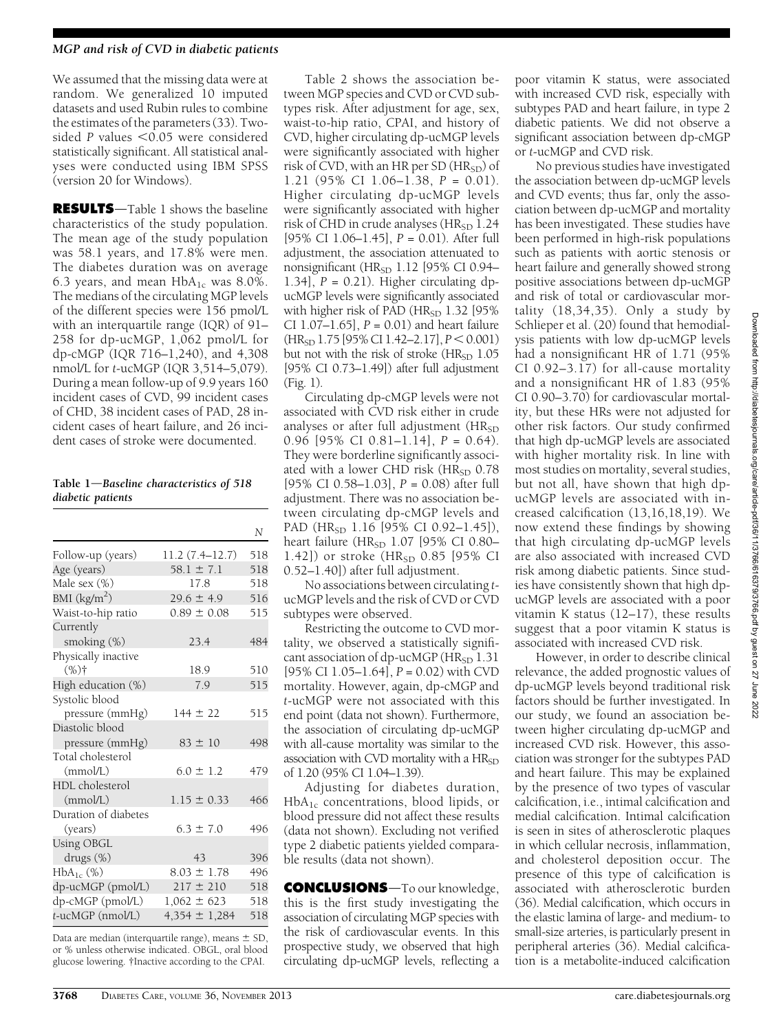We assumed that the missing data were at random. We generalized 10 imputed datasets and used Rubin rules to combine the estimates of the parameters (33). Two-sided $P$ values <0.05 were considered statistically significant. All statistical analyses were conducted using IBM SPSS (version 20 for Windows).

**RESULTS**—Table 1 shows the baseline characteristics of the study population. The mean age of the study population was 58.1 years, and 17.8% were men. The diabetes duration was on average 6.3 years, and mean $HbA_{1c}$ was 8.0%. The medians of the circulating MGP levels of the different species were 156 pmol/L with an interquartile range (IQR) of 91–258 for dp-ucMGP, 1,062 pmol/L for dp-cMGP (IQR 716–1,240), and 4,308 nmol/L for *t*-ucMGP (IQR 3,514–5,079). During a mean follow-up of 9.9 years 160 incident cases of CVD, 99 incident cases of CHD, 38 incident cases of PAD, 28 incident cases of heart failure, and 26 incident cases of stroke were documented.

**Table 1—Baseline characteristics of 518 diabetic patients**

| | | *N* |
|---|---|---|
| Follow-up (years) | 11.2 (7.4–12.7) | 518 |
| Age (years) | 58.1 ± 7.1 | 518 |
| Male sex (%) | 17.8 | 518 |
| BMI (kg/m$^2$) | 29.6 ± 4.9 | 516 |
| Waist-to-hip ratio | 0.89 ± 0.08 | 515 |
| Currently smoking (%) | 23.4 | 484 |
| Physically inactive (%)† | 18.9 | 510 |
| High education (%) | 7.9 | 515 |
| Systolic blood pressure (mmHg) | 144 ± 22 | 515 |
| Diastolic blood pressure (mmHg) | 83 ± 10 | 498 |
| Total cholesterol (mmol/L) | 6.0 ± 1.2 | 479 |
| HDL cholesterol (mmol/L) | 1.15 ± 0.33 | 466 |
| Duration of diabetes (years) | 6.3 ± 7.0 | 496 |
| Using OBGL drugs (%) | 43 | 396 |
| $HbA_{1c}$ (%) | 8.03 ± 1.78 | 496 |
| dp-ucMGP (pmol/L) | 217 ± 210 | 518 |
| dp-cMGP (pmol/L) | 1,062 ± 623 | 518 |
| *t*-ucMGP (nmol/L) | 4,354 ± 1,284 | 518 |

Data are median (interquartile range), means ± SD, or % unless otherwise indicated. OBGL, oral blood glucose lowering. †Inactive according to the CPAI.

Table 2 shows the association between MGP species and CVD or CVD subtypes risk. After adjustment for age, sex, waist-to-hip ratio, CPAI, and history of CVD, higher circulating dp-ucMGP levels were significantly associated with higher risk of CVD, with an HR per SD ($HR_{SD}$) of 1.21 (95% CI 1.06–1.38, $P$ = 0.01). Higher circulating dp-ucMGP levels were significantly associated with higher risk of CHD in crude analyses ($HR_{SD}$ 1.24 [95% CI 1.06–1.45], $P$ = 0.01). After full adjustment, the association attenuated to nonsignificant ($HR_{SD}$ 1.12 [95% CI 0.94–1.34], $P$ = 0.21). Higher circulating dp-ucMGP levels were significantly associated with higher risk of PAD ($HR_{SD}$ 1.32 [95% CI 1.07–1.65], $P$ = 0.01) and heart failure ($HR_{SD}$ 1.75 [95% CI 1.42–2.17], $P$ < 0.001) but not with the risk of stroke ($HR_{SD}$ 1.05 [95% CI 0.73–1.49]) after full adjustment (Fig. 1).

Circulating dp-cMGP levels were not associated with CVD risk either in crude analyses or after full adjustment ($HR_{SD}$ 0.96 [95% CI 0.81–1.14], $P$ = 0.64). They were borderline significantly associated with a lower CHD risk ($HR_{SD}$ 0.78 [95% CI 0.58–1.03], $P$ = 0.08) after full adjustment. There was no association between circulating dp-cMGP levels and PAD ($HR_{SD}$ 1.16 [95% CI 0.92–1.45]), heart failure ($HR_{SD}$ 1.07 [95% CI 0.80–1.42]) or stroke ($HR_{SD}$ 0.85 [95% CI 0.52–1.40]) after full adjustment.

No associations between circulating *t*-ucMGP levels and the risk of CVD or CVD subtypes were observed.

Restricting the outcome to CVD mortality, we observed a statistically significant association of dp-ucMGP ($HR_{SD}$ 1.31 [95% CI 1.05–1.64], $P$ = 0.02) with CVD mortality. However, again, dp-cMGP and *t*-ucMGP were not associated with this end point (data not shown). Furthermore, the association of circulating dp-ucMGP with all-cause mortality was similar to the association with CVD mortality with a $HR_{SD}$ of 1.20 (95% CI 1.04–1.39).

Adjusting for diabetes duration, $HbA_{1c}$ concentrations, blood lipids, or blood pressure did not affect these results (data not shown). Excluding not verified type 2 diabetic patients yielded comparable results (data not shown).

**CONCLUSIONS**—To our knowledge, this is the first study investigating the association of circulating MGP species with the risk of cardiovascular events. In this prospective study, we observed that high circulating dp-ucMGP levels, reflecting a poor vitamin K status, were associated with increased CVD risk, especially with subtypes PAD and heart failure, in type 2 diabetic patients. We did not observe a significant association between dp-cMGP or *t*-ucMGP and CVD risk.

No previous studies have investigated the association between dp-ucMGP levels and CVD events; thus far, only the association between dp-ucMGP and mortality has been investigated. These studies have been performed in high-risk populations such as patients with aortic stenosis or heart failure and generally showed strong positive associations between dp-ucMGP and risk of total or cardiovascular mortality (18,34,35). Only a study by Schlieper et al. (20) found that hemodialysis patients with low dp-ucMGP levels had a nonsignificant HR of 1.71 (95% CI 0.92–3.17) for all-cause mortality and a nonsignificant HR of 1.83 (95% CI 0.90–3.70) for cardiovascular mortality, but these HRs were not adjusted for other risk factors. Our study confirmed that high dp-ucMGP levels are associated with higher mortality risk. In line with most studies on mortality, several studies, but not all, have shown that high dp-ucMGP levels are associated with increased calcification (13,16,18,19). We now extend these findings by showing that high circulating dp-ucMGP levels are also associated with increased CVD risk among diabetic patients. Since studies have consistently shown that high dp-ucMGP levels are associated with a poor vitamin K status (12–17), these results suggest that a poor vitamin K status is associated with increased CVD risk.

However, in order to describe clinical relevance, the added prognostic values of dp-ucMGP levels beyond traditional risk factors should be further investigated. In our study, we found an association between higher circulating dp-ucMGP and increased CVD risk. However, this association was stronger for the subtypes PAD and heart failure. This may be explained by the presence of two types of vascular calcification, i.e., intimal calcification and medial calcification. Intimal calcification is seen in sites of atherosclerotic plaques in which cellular necrosis, inflammation, and cholesterol deposition occur. The presence of this type of calcification is associated with atherosclerotic burden (36). Medial calcification, which occurs in the elastic lamina of large- and medium- to small-size arteries, is particularly present in peripheral arteries (36). Medial calcification is a metabolite-induced calcification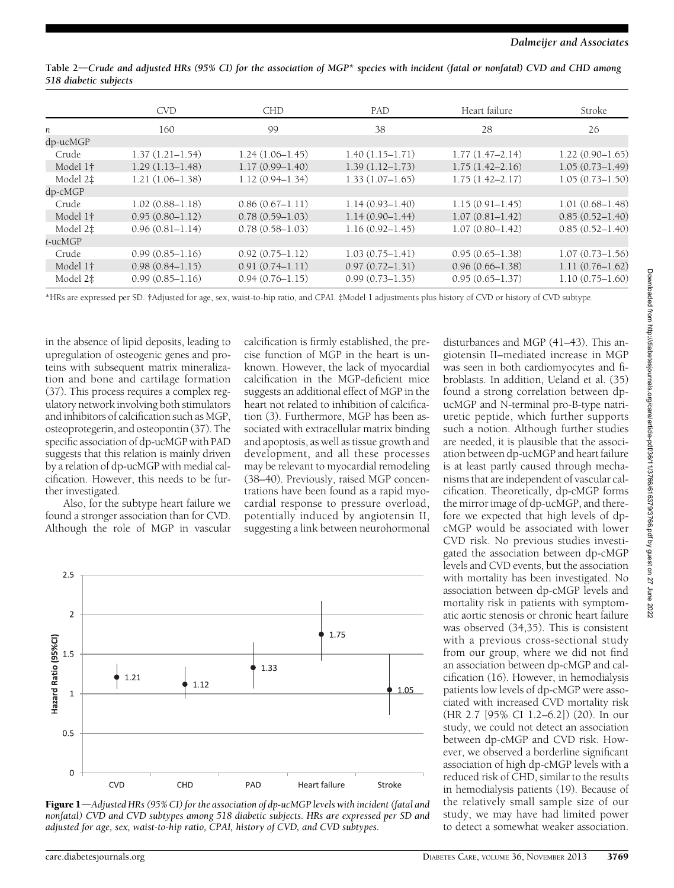**Table 2—Crude and adjusted HRs (95% CI) for the association of MGP* species with incident (fatal or nonfatal) CVD and CHD among 518 diabetic subjects**

| | CVD | CHD | PAD | Heart failure | Stroke |
|---|---|---|---|---|---|
| *n* | 160 | 99 | 38 | 28 | 26 |
| dp-ucMGP | | | | | |
| Crude | 1.37 (1.21–1.54) | 1.24 (1.06–1.45) | 1.40 (1.15–1.71) | 1.77 (1.47–2.14) | 1.22 (0.90–1.65) |
| Model 1† | 1.29 (1.13–1.48) | 1.17 (0.99–1.40) | 1.39 (1.12–1.73) | 1.75 (1.42–2.16) | 1.05 (0.73–1.49) |
| Model 2‡ | 1.21 (1.06–1.38) | 1.12 (0.94–1.34) | 1.33 (1.07–1.65) | 1.75 (1.42–2.17) | 1.05 (0.73–1.50) |
| dp-cMGP | | | | | |
| Crude | 1.02 (0.88–1.18) | 0.86 (0.67–1.11) | 1.14 (0.93–1.40) | 1.15 (0.91–1.45) | 1.01 (0.68–1.48) |
| Model 1† | 0.95 (0.80–1.12) | 0.78 (0.59–1.03) | 1.14 (0.90–1.44) | 1.07 (0.81–1.42) | 0.85 (0.52–1.40) |
| Model 2‡ | 0.96 (0.81–1.14) | 0.78 (0.58–1.03) | 1.16 (0.92–1.45) | 1.07 (0.80–1.42) | 0.85 (0.52–1.40) |
| *t*-ucMGP | | | | | |
| Crude | 0.99 (0.85–1.16) | 0.92 (0.75–1.12) | 1.03 (0.75–1.41) | 0.95 (0.65–1.38) | 1.07 (0.73–1.56) |
| Model 1† | 0.98 (0.84–1.15) | 0.91 (0.74–1.11) | 0.97 (0.72–1.31) | 0.96 (0.66–1.38) | 1.11 (0.76–1.62) |
| Model 2‡ | 0.99 (0.85–1.16) | 0.94 (0.76–1.15) | 0.99 (0.73–1.35) | 0.95 (0.65–1.37) | 1.10 (0.75–1.60) |

*HRs are expressed per SD. †Adjusted for age, sex, waist-to-hip ratio, and CPAI. ‡Model 1 adjustments plus history of CVD or history of CVD subtype.

in the absence of lipid deposits, leading to upregulation of osteogenic genes and proteins with subsequent matrix mineralization and bone and cartilage formation (37). This process requires a complex regulatory network involving both stimulators and inhibitors of calcification such as MGP, osteoprotegerin, and osteopontin (37). The specific association of dp-ucMGP with PAD suggests that this relation is mainly driven by a relation of dp-ucMGP with medial calcification. However, this needs to be further investigated.

Also, for the subtype heart failure we found a stronger association than for CVD. Although the role of MGP in vascular calcification is firmly established, the precise function of MGP in the heart is unknown. However, the lack of myocardial calcification in the MGP-deficient mice suggests an additional effect of MGP in the heart not related to inhibition of calcification (3). Furthermore, MGP has been associated with extracellular matrix binding and apoptosis, as well as tissue growth and development, and all these processes may be relevant to myocardial remodeling (38–40). Previously, raised MGP concentrations have been found as a rapid myocardial response to pressure overload, potentially induced by angiotensin II, suggesting a link between neurohormonal disturbances and MGP (41–43). This angiotensin II–mediated increase in MGP was seen in both cardiomyocytes and fibroblasts. In addition, Ueland et al. (35) found a strong correlation between dp-ucMGP and N-terminal pro-B-type natriuretic peptide, which further supports such a notion. Although further studies are needed, it is plausible that the association between dp-ucMGP and heart failure is at least partly caused through mechanisms that are independent of vascular calcification. Theoretically, dp-cMGP forms the mirror image of dp-ucMGP, and therefore we expected that high levels of dp-cMGP would be associated with lower CVD risk. No previous studies investigated the association between dp-cMGP levels and CVD events, but the association with mortality has been investigated. No association between dp-cMGP levels and mortality risk in patients with symptomatic aortic stenosis or chronic heart failure was observed (34,35). This is consistent with a previous cross-sectional study from our group, where we did not find an association between dp-cMGP and calcification (16). However, in hemodialysis patients low levels of dp-cMGP were associated with increased CVD mortality risk (HR 2.7 [95% CI 1.2–6.2]) (20). In our study, we could not detect an association between dp-cMGP and CVD risk. However, we observed a borderline significant association of high dp-cMGP levels with a reduced risk of CHD, similar to the results in hemodialysis patients (19). Because of the relatively small sample size of our study, we may have had limited power to detect a somewhat weaker association.

**Figure 1**—*Adjusted HRs (95% CI) for the association of dp-ucMGP levels with incident (fatal and nonfatal) CVD and CVD subtypes among 518 diabetic subjects. HRs are expressed per SD and adjusted for age, sex, waist-to-hip ratio, CPAI, history of CVD, and CVD subtypes.*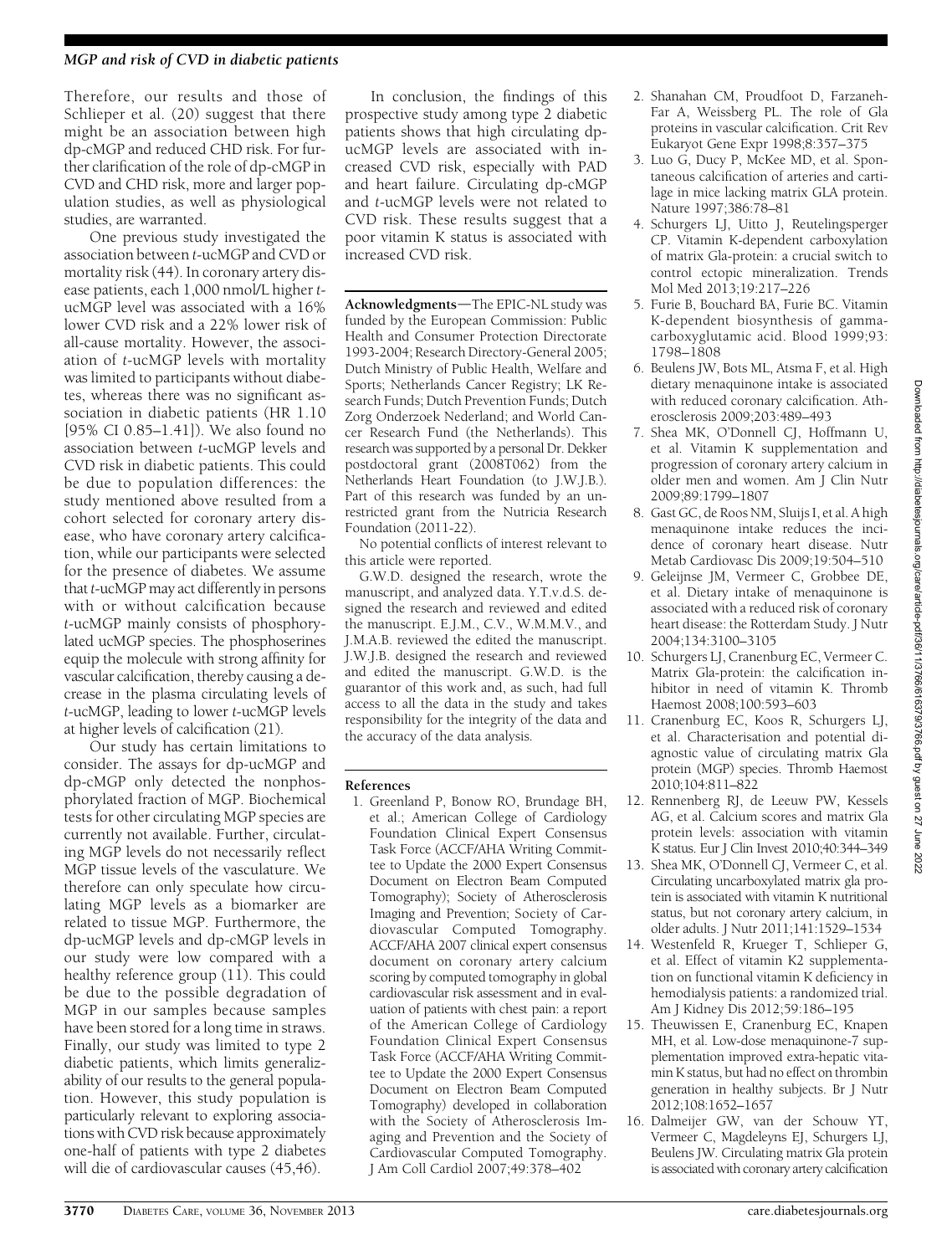Therefore, our results and those of Schlieper et al. (20) suggest that there might be an association between high dp-cMGP and reduced CHD risk. For further clarification of the role of dp-cMGP in CVD and CHD risk, more and larger population studies, as well as physiological studies, are warranted.

One previous study investigated the association between *t*-ucMGP and CVD or mortality risk (44). In coronary artery disease patients, each 1,000 nmol/L higher *t*-ucMGP level was associated with a 16% lower CVD risk and a 22% lower risk of all-cause mortality. However, the association of *t*-ucMGP levels with mortality was limited to participants without diabetes, whereas there was no significant association in diabetic patients (HR 1.10 [95% CI 0.85–1.41]). We also found no association between *t*-ucMGP levels and CVD risk in diabetic patients. This could be due to population differences: the study mentioned above resulted from a cohort selected for coronary artery disease, who have coronary artery calcification, while our participants were selected for the presence of diabetes. We assume that *t*-ucMGP may act differently in persons with or without calcification because *t*-ucMGP mainly consists of phosphorylated ucMGP species. The phosphoserines equip the molecule with strong affinity for vascular calcification, thereby causing a decrease in the plasma circulating levels of *t*-ucMGP, leading to lower *t*-ucMGP levels at higher levels of calcification (21).

Our study has certain limitations to consider. The assays for dp-ucMGP and dp-cMGP only detected the nonphosphorylated fraction of MGP. Biochemical tests for other circulating MGP species are currently not available. Further, circulating MGP levels do not necessarily reflect MGP tissue levels of the vasculature. We therefore can only speculate how circulating MGP levels as a biomarker are related to tissue MGP. Furthermore, the dp-ucMGP levels and dp-cMGP levels in our study were low compared with a healthy reference group (11). This could be due to the possible degradation of MGP in our samples because samples have been stored for a long time in straws. Finally, our study was limited to type 2 diabetic patients, which limits generalizability of our results to the general population. However, this study population is particularly relevant to exploring associations with CVD risk because approximately one-half of patients with type 2 diabetes will die of cardiovascular causes (45,46).

In conclusion, the findings of this prospective study among type 2 diabetic patients shows that high circulating dp-ucMGP levels are associated with increased CVD risk, especially with PAD and heart failure. Circulating dp-cMGP and *t*-ucMGP levels were not related to CVD risk. These results suggest that a poor vitamin K status is associated with increased CVD risk.

**Acknowledgments**—The EPIC-NL study was funded by the European Commission: Public Health and Consumer Protection Directorate 1993-2004; Research Directory-General 2005; Dutch Ministry of Public Health, Welfare and Sports; Netherlands Cancer Registry; LK Research Funds; Dutch Prevention Funds; Dutch Zorg Onderzoek Nederland; and World Cancer Research Fund (the Netherlands). This research was supported by a personal Dr. Dekker postdoctoral grant (2008T062) from the Netherlands Heart Foundation (to J.W.J.B.). Part of this research was funded by an unrestricted grant from the Nutricia Research Foundation (2011-22).

No potential conflicts of interest relevant to this article were reported.

G.W.D. designed the research, wrote the manuscript, and analyzed data. Y.T.v.d.S. designed the research and reviewed and edited the manuscript. E.J.M., C.V., W.M.M.V., and J.M.A.B. reviewed the edited the manuscript. J.W.J.B. designed the research and reviewed and edited the manuscript. G.W.D. is the guarantor of this work and, as such, had full access to all the data in the study and takes responsibility for the integrity of the data and the accuracy of the data analysis.

## References

1. Greenland P, Bonow RO, Brundage BH, et al.; American College of Cardiology Foundation Clinical Expert Consensus Task Force (ACCF/AHA Writing Committee to Update the 2000 Expert Consensus Document on Electron Beam Computed Tomography); Society of Atherosclerosis Imaging and Prevention; Society of Cardiovascular Computed Tomography. ACCF/AHA 2007 clinical expert consensus document on coronary artery calcium scoring by computed tomography in global cardiovascular risk assessment and in evaluation of patients with chest pain: a report of the American College of Cardiology Foundation Clinical Expert Consensus Task Force (ACCF/AHA Writing Committee to Update the 2000 Expert Consensus Document on Electron Beam Computed Tomography) developed in collaboration with the Society of Atherosclerosis Imaging and Prevention and the Society of Cardiovascular Computed Tomography. J Am Coll Cardiol 2007;49:378–402
2. Shanahan CM, Proudfoot D, Farzaneh-Far A, Weissberg PL. The role of Gla proteins in vascular calcification. Crit Rev Eukaryot Gene Expr 1998;8:357–375
3. Luo G, Ducy P, McKee MD, et al. Spontaneous calcification of arteries and cartilage in mice lacking matrix GLA protein. Nature 1997;386:78–81
4. Schurgers LJ, Uitto J, Reutelingsperger CP. Vitamin K-dependent carboxylation of matrix Gla-protein: a crucial switch to control ectopic mineralization. Trends Mol Med 2013;19:217–226
5. Furie B, Bouchard BA, Furie BC. Vitamin K-dependent biosynthesis of gamma-carboxyglutamic acid. Blood 1999;93: 1798–1808
6. Beulens JW, Bots ML, Atsma F, et al. High dietary menaquinone intake is associated with reduced coronary calcification. Atherosclerosis 2009;203:489–493
7. Shea MK, O'Donnell CJ, Hoffmann U, et al. Vitamin K supplementation and progression of coronary artery calcium in older men and women. Am J Clin Nutr 2009;89:1799–1807
8. Gast GC, de Roos NM, Sluijs I, et al. A high menaquinone intake reduces the incidence of coronary heart disease. Nutr Metab Cardiovasc Dis 2009;19:504–510
9. Geleijnse JM, Vermeer C, Grobbee DE, et al. Dietary intake of menaquinone is associated with a reduced risk of coronary heart disease: the Rotterdam Study. J Nutr 2004;134:3100–3105
10. Schurgers LJ, Cranenburg EC, Vermeer C. Matrix Gla-protein: the calcification inhibitor in need of vitamin K. Thromb Haemost 2008;100:593–603
11. Cranenburg EC, Koos R, Schurgers LJ, et al. Characterisation and potential diagnostic value of circulating matrix Gla protein (MGP) species. Thromb Haemost 2010;104:811–822
12. Rennenberg RJ, de Leeuw PW, Kessels AG, et al. Calcium scores and matrix Gla protein levels: association with vitamin K status. Eur J Clin Invest 2010;40:344–349
13. Shea MK, O'Donnell CJ, Vermeer C, et al. Circulating uncarboxylated matrix gla protein is associated with vitamin K nutritional status, but not coronary artery calcium, in older adults. J Nutr 2011;141:1529–1534
14. Westenfeld R, Krueger T, Schlieper G, et al. Effect of vitamin K2 supplementation on functional vitamin K deficiency in hemodialysis patients: a randomized trial. Am J Kidney Dis 2012;59:186–195
15. Theuwissen E, Cranenburg EC, Knapen MH, et al. Low-dose menaquinone-7 supplementation improved extra-hepatic vitamin K status, but had no effect on thrombin generation in healthy subjects. Br J Nutr 2012;108:1652–1657
16. Dalmeijer GW, van der Schouw YT, Vermeer C, Magdeleyns EJ, Schurgers LJ, Beulens JW. Circulating matrix Gla protein is associated with coronary artery calcification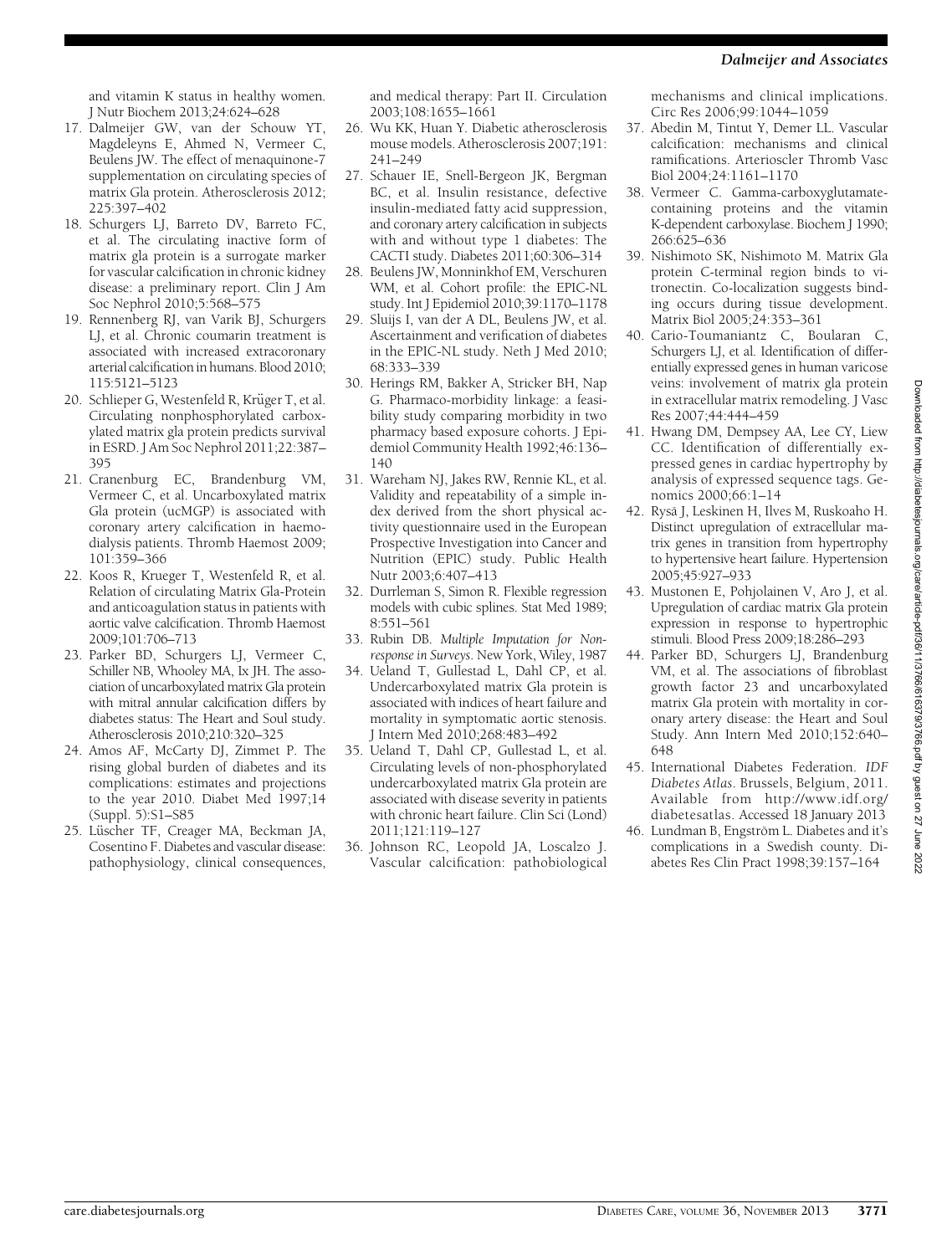and vitamin K status in healthy women. J Nutr Biochem 2013;24:624–628

17. Dalmeijer GW, van der Schouw YT, Magdeleyns E, Ahmed N, Vermeer C, Beulens JW. The effect of menaquinone-7 supplementation on circulating species of matrix Gla protein. Atherosclerosis 2012; 225:397–402
18. Schurgers LJ, Barreto DV, Barreto FC, et al. The circulating inactive form of matrix gla protein is a surrogate marker for vascular calcification in chronic kidney disease: a preliminary report. Clin J Am Soc Nephrol 2010;5:568–575
19. Rennenberg RJ, van Varik BJ, Schurgers LJ, et al. Chronic coumarin treatment is associated with increased extracoronary arterial calcification in humans. Blood 2010; 115:5121–5123
20. Schlieper G, Westenfeld R, Krüger T, et al. Circulating nonphosphorylated carboxylated matrix gla protein predicts survival in ESRD. J Am Soc Nephrol 2011;22:387–395
21. Cranenburg EC, Brandenburg VM, Vermeer C, et al. Uncarboxylated matrix Gla protein (ucMGP) is associated with coronary artery calcification in haemodialysis patients. Thromb Haemost 2009; 101:359–366
22. Koos R, Krueger T, Westenfeld R, et al. Relation of circulating Matrix Gla-Protein and anticoagulation status in patients with aortic valve calcification. Thromb Haemost 2009;101:706–713
23. Parker BD, Schurgers LJ, Vermeer C, Schiller NB, Whooley MA, Ix JH. The association of uncarboxylated matrix Gla protein with mitral annular calcification differs by diabetes status: The Heart and Soul study. Atherosclerosis 2010;210:320–325
24. Amos AF, McCarty DJ, Zimmet P. The rising global burden of diabetes and its complications: estimates and projections to the year 2010. Diabet Med 1997;14 (Suppl. 5):S1–S85
25. Lüscher TF, Creager MA, Beckman JA, Cosentino F. Diabetes and vascular disease: pathophysiology, clinical consequences, and medical therapy: Part II. Circulation 2003;108:1655–1661
26. Wu KK, Huan Y. Diabetic atherosclerosis mouse models. Atherosclerosis 2007;191: 241–249
27. Schauer IE, Snell-Bergeon JK, Bergman BC, et al. Insulin resistance, defective insulin-mediated fatty acid suppression, and coronary artery calcification in subjects with and without type 1 diabetes: The CACTI study. Diabetes 2011;60:306–314
28. Beulens JW, Monninkhof EM, Verschuren WM, et al. Cohort profile: the EPIC-NL study. Int J Epidemiol 2010;39:1170–1178
29. Sluijs I, van der A DL, Beulens JW, et al. Ascertainment and verification of diabetes in the EPIC-NL study. Neth J Med 2010; 68:333–339
30. Herings RM, Bakker A, Stricker BH, Nap G. Pharmaco-morbidity linkage: a feasibility study comparing morbidity in two pharmacy based exposure cohorts. J Epidemiol Community Health 1992;46:136–140
31. Wareham NJ, Jakes RW, Rennie KL, et al. Validity and repeatability of a simple index derived from the short physical activity questionnaire used in the European Prospective Investigation into Cancer and Nutrition (EPIC) study. Public Health Nutr 2003;6:407–413
32. Durrleman S, Simon R. Flexible regression models with cubic splines. Stat Med 1989; 8:551–561
33. Rubin DB. *Multiple Imputation for Nonresponse in Surveys*. New York, Wiley, 1987
34. Ueland T, Gullestad L, Dahl CP, et al. Undercarboxylated matrix Gla protein is associated with indices of heart failure and mortality in symptomatic aortic stenosis. J Intern Med 2010;268:483–492
35. Ueland T, Dahl CP, Gullestad L, et al. Circulating levels of non-phosphorylated undercarboxylated matrix Gla protein are associated with disease severity in patients with chronic heart failure. Clin Sci (Lond) 2011;121:119–127
36. Johnson RC, Leopold JA, Loscalzo J. Vascular calcification: pathobiological mechanisms and clinical implications. Circ Res 2006;99:1044–1059
37. Abedin M, Tintut Y, Demer LL. Vascular calcification: mechanisms and clinical ramifications. Arterioscler Thromb Vasc Biol 2004;24:1161–1170
38. Vermeer C. Gamma-carboxyglutamate-containing proteins and the vitamin K-dependent carboxylase. Biochem J 1990; 266:625–636
39. Nishimoto SK, Nishimoto M. Matrix Gla protein C-terminal region binds to vitronectin. Co-localization suggests binding occurs during tissue development. Matrix Biol 2005;24:353–361
40. Cario-Toumaniantz C, Boularan C, Schurgers LJ, et al. Identification of differentially expressed genes in human varicose veins: involvement of matrix gla protein in extracellular matrix remodeling. J Vasc Res 2007;44:444–459
41. Hwang DM, Dempsey AA, Lee CY, Liew CC. Identification of differentially expressed genes in cardiac hypertrophy by analysis of expressed sequence tags. Genomics 2000;66:1–14
42. Ryså J, Leskinen H, Ilves M, Ruskoaho H. Distinct upregulation of extracellular matrix genes in transition from hypertrophy to hypertensive heart failure. Hypertension 2005;45:927–933
43. Mustonen E, Pohjolainen V, Aro J, et al. Upregulation of cardiac matrix Gla protein expression in response to hypertrophic stimuli. Blood Press 2009;18:286–293
44. Parker BD, Schurgers LJ, Brandenburg VM, et al. The associations of fibroblast growth factor 23 and uncarboxylated matrix Gla protein with mortality in coronary artery disease: the Heart and Soul Study. Ann Intern Med 2010;152:640–648
45. International Diabetes Federation. *IDF Diabetes Atlas*. Brussels, Belgium, 2011. Available from http://www.idf.org/diabetesatlas. Accessed 18 January 2013
46. Lundman B, Engström L. Diabetes and it's complications in a Swedish county. Diabetes Res Clin Pract 1998;39:157–164